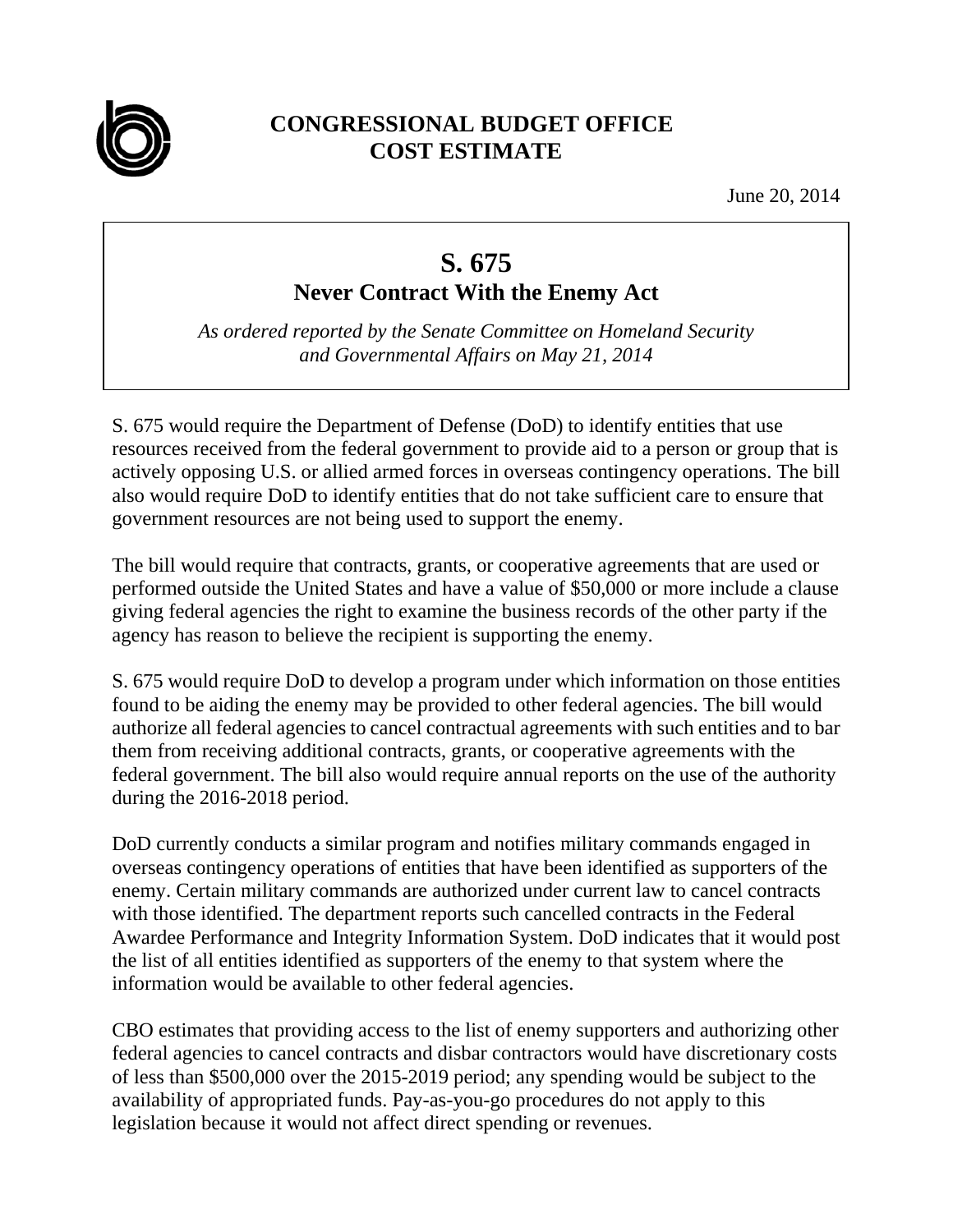# CONGRESSIONAL BUDGET OFFICE
# COST ESTIMATE

June 20, 2014

## S. 675
## Never Contract With the Enemy Act

*As ordered reported by the Senate Committee on Homeland Security and Governmental Affairs on May 21, 2014*

S. 675 would require the Department of Defense (DoD) to identify entities that use resources received from the federal government to provide aid to a person or group that is actively opposing U.S. or allied armed forces in overseas contingency operations. The bill also would require DoD to identify entities that do not take sufficient care to ensure that government resources are not being used to support the enemy.

The bill would require that contracts, grants, or cooperative agreements that are used or performed outside the United States and have a value of $50,000 or more include a clause giving federal agencies the right to examine the business records of the other party if the agency has reason to believe the recipient is supporting the enemy.

S. 675 would require DoD to develop a program under which information on those entities found to be aiding the enemy may be provided to other federal agencies. The bill would authorize all federal agencies to cancel contractual agreements with such entities and to bar them from receiving additional contracts, grants, or cooperative agreements with the federal government. The bill also would require annual reports on the use of the authority during the 2016-2018 period.

DoD currently conducts a similar program and notifies military commands engaged in overseas contingency operations of entities that have been identified as supporters of the enemy. Certain military commands are authorized under current law to cancel contracts with those identified. The department reports such cancelled contracts in the Federal Awardee Performance and Integrity Information System. DoD indicates that it would post the list of all entities identified as supporters of the enemy to that system where the information would be available to other federal agencies.

CBO estimates that providing access to the list of enemy supporters and authorizing other federal agencies to cancel contracts and disbar contractors would have discretionary costs of less than $500,000 over the 2015-2019 period; any spending would be subject to the availability of appropriated funds. Pay-as-you-go procedures do not apply to this legislation because it would not affect direct spending or revenues.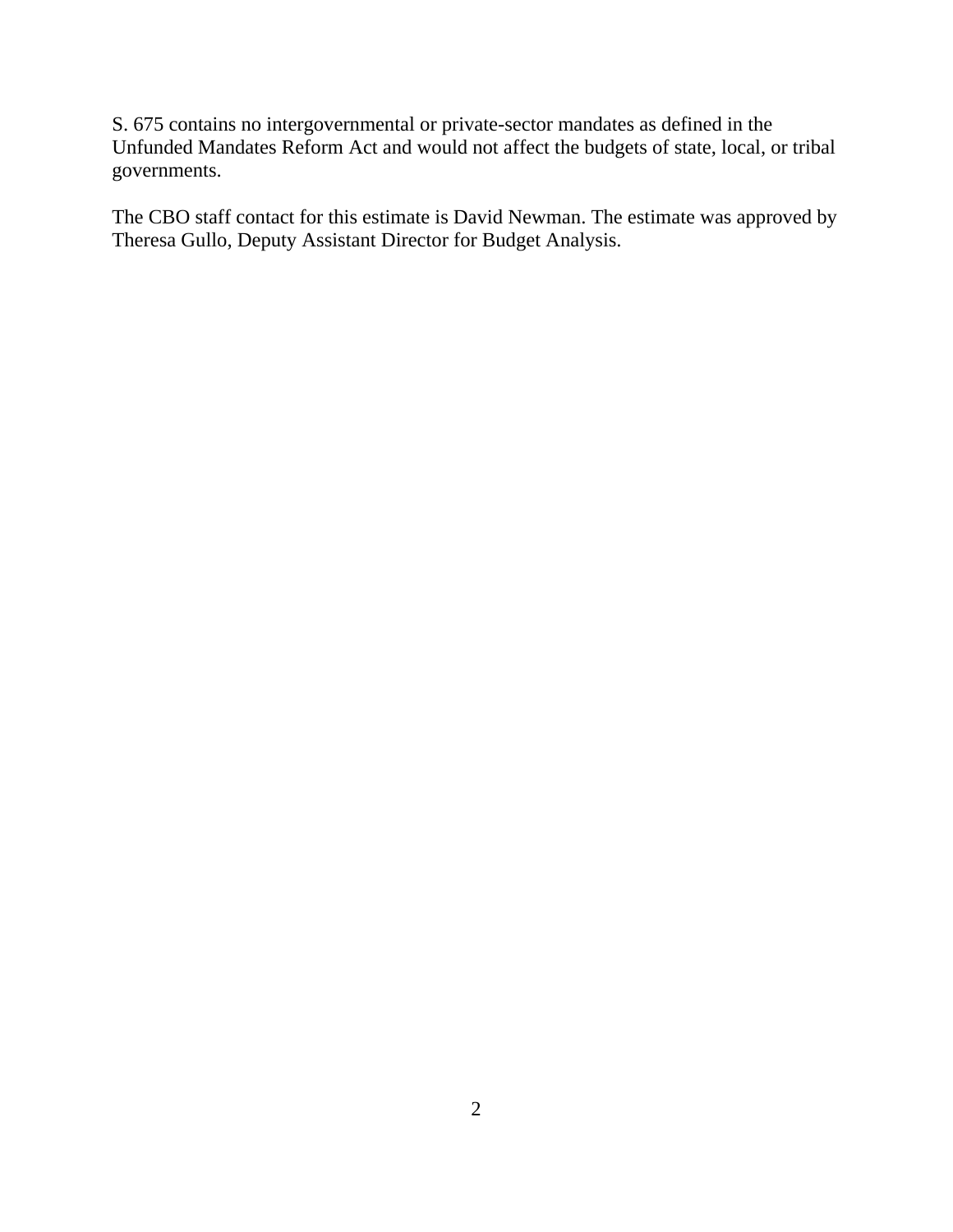S. 675 contains no intergovernmental or private-sector mandates as defined in the Unfunded Mandates Reform Act and would not affect the budgets of state, local, or tribal governments.

The CBO staff contact for this estimate is David Newman. The estimate was approved by Theresa Gullo, Deputy Assistant Director for Budget Analysis.